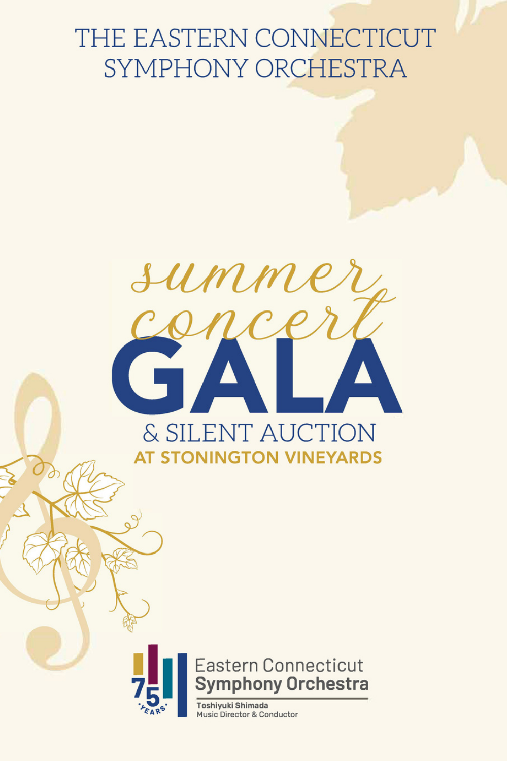# THE EASTERN CONNECTICUT SYMPHONY ORCHESTRA

## summer concert GALA

## & SILENT AUCTION

### AT STONINGTON VINEYARDS

75 YEARS

Eastern Connecticut **Symphony Orchestra**

**Toshiyuki Shimada**
Music Director & Conductor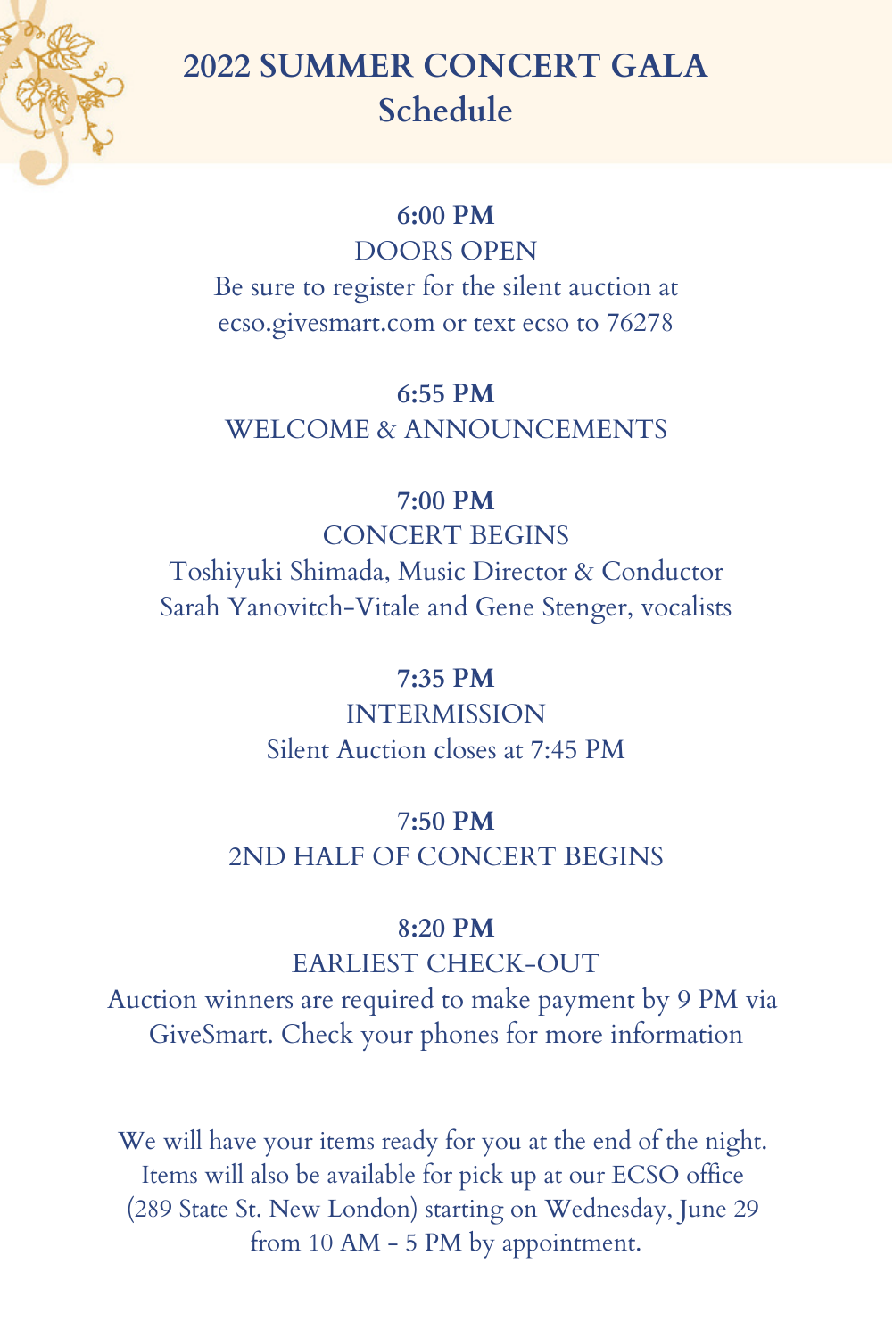# 2022 SUMMER CONCERT GALA
## Schedule

**6:00 PM**
DOORS OPEN
Be sure to register for the silent auction at ecso.givesmart.com or text ecso to 76278

**6:55 PM**
WELCOME & ANNOUNCEMENTS

**7:00 PM**
CONCERT BEGINS
Toshiyuki Shimada, Music Director & Conductor
Sarah Yanovitch-Vitale and Gene Stenger, vocalists

**7:35 PM**
INTERMISSION
Silent Auction closes at 7:45 PM

**7:50 PM**
2ND HALF OF CONCERT BEGINS

**8:20 PM**
EARLIEST CHECK-OUT
Auction winners are required to make payment by 9 PM via GiveSmart. Check your phones for more information

We will have your items ready for you at the end of the night. Items will also be available for pick up at our ECSO office (289 State St. New London) starting on Wednesday, June 29 from 10 AM - 5 PM by appointment.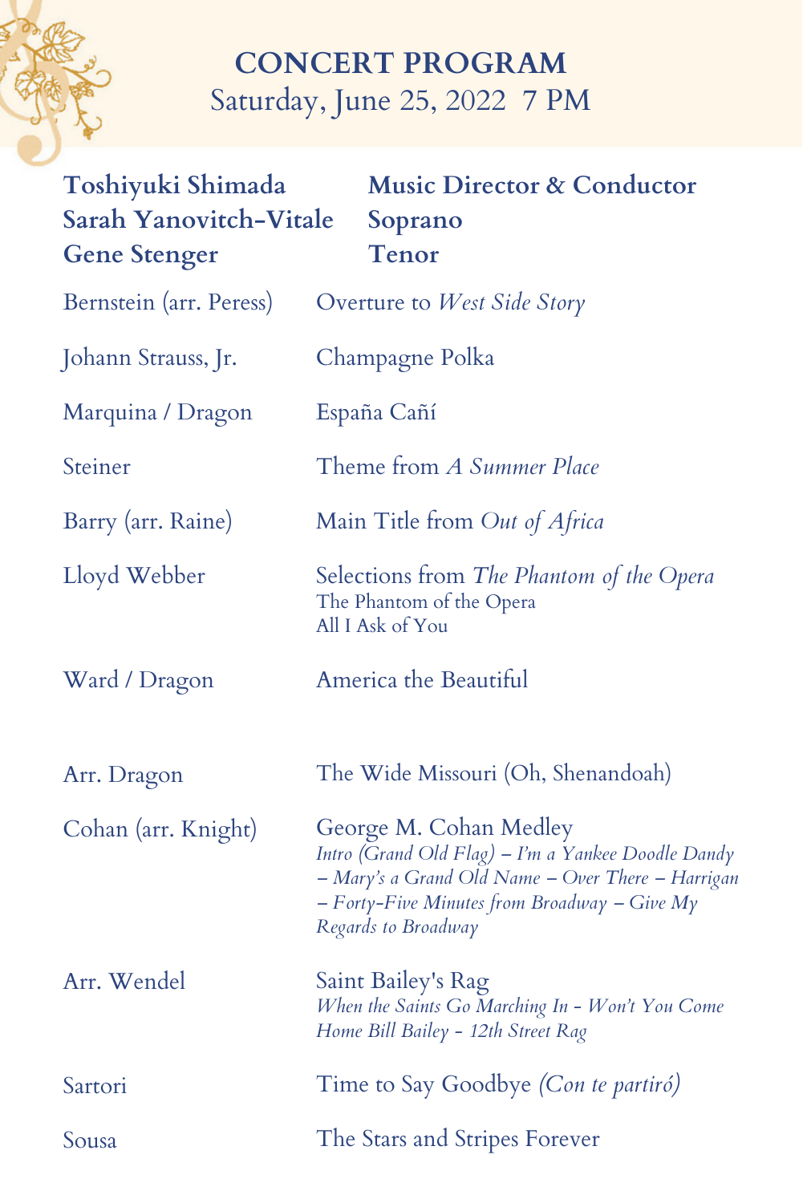# CONCERT PROGRAM

Saturday, June 25, 2022 7 PM

**Toshiyuki Shimada** — **Music Director & Conductor**
**Sarah Yanovitch-Vitale** — **Soprano**
**Gene Stenger** — **Tenor**

Bernstein (arr. Peress) — Overture to *West Side Story*

Johann Strauss, Jr. — Champagne Polka

Marquina / Dragon — España Cañí

Steiner — Theme from *A Summer Place*

Barry (arr. Raine) — Main Title from *Out of Africa*

Lloyd Webber — Selections from *The Phantom of the Opera*
The Phantom of the Opera
All I Ask of You

Ward / Dragon — America the Beautiful

Arr. Dragon — The Wide Missouri (Oh, Shenandoah)

Cohan (arr. Knight) — George M. Cohan Medley
*Intro (Grand Old Flag) – I'm a Yankee Doodle Dandy – Mary's a Grand Old Name – Over There – Harrigan – Forty-Five Minutes from Broadway – Give My Regards to Broadway*

Arr. Wendel — Saint Bailey's Rag
*When the Saints Go Marching In - Won't You Come Home Bill Bailey - 12th Street Rag*

Sartori — Time to Say Goodbye *(Con te partiró)*

Sousa — The Stars and Stripes Forever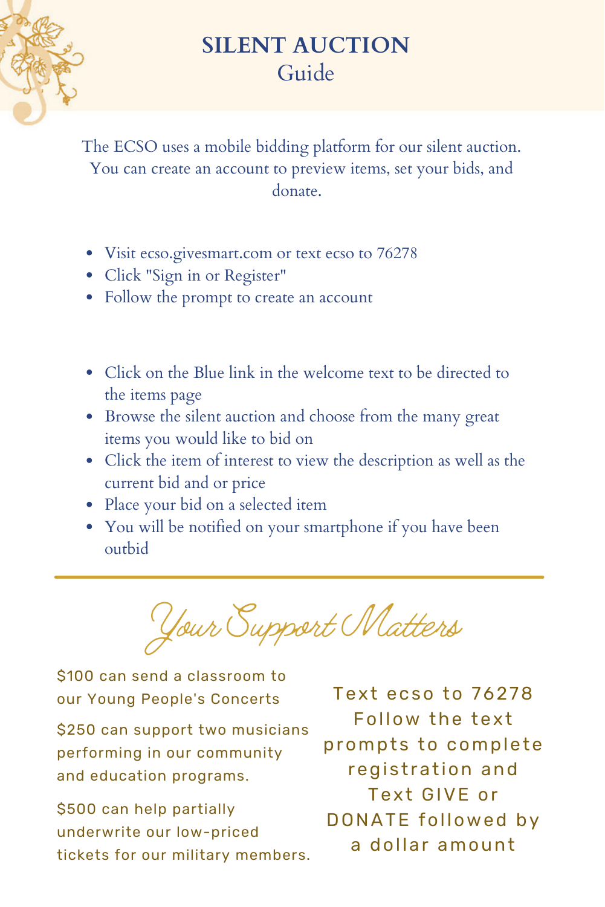# SILENT AUCTION
## Guide

The ECSO uses a mobile bidding platform for our silent auction. You can create an account to preview items, set your bids, and donate.

- Visit ecso.givesmart.com or text ecso to 76278
- Click "Sign in or Register"
- Follow the prompt to create an account

- Click on the Blue link in the welcome text to be directed to the items page
- Browse the silent auction and choose from the many great items you would like to bid on
- Click the item of interest to view the description as well as the current bid and or price
- Place your bid on a selected item
- You will be notified on your smartphone if you have been outbid

---

## *Your Support Matters*

$100 can send a classroom to our Young People's Concerts

$250 can support two musicians performing in our community and education programs.

$500 can help partially underwrite our low-priced tickets for our military members.

Text ecso to 76278
Follow the text prompts to complete registration and
Text GIVE or DONATE followed by a dollar amount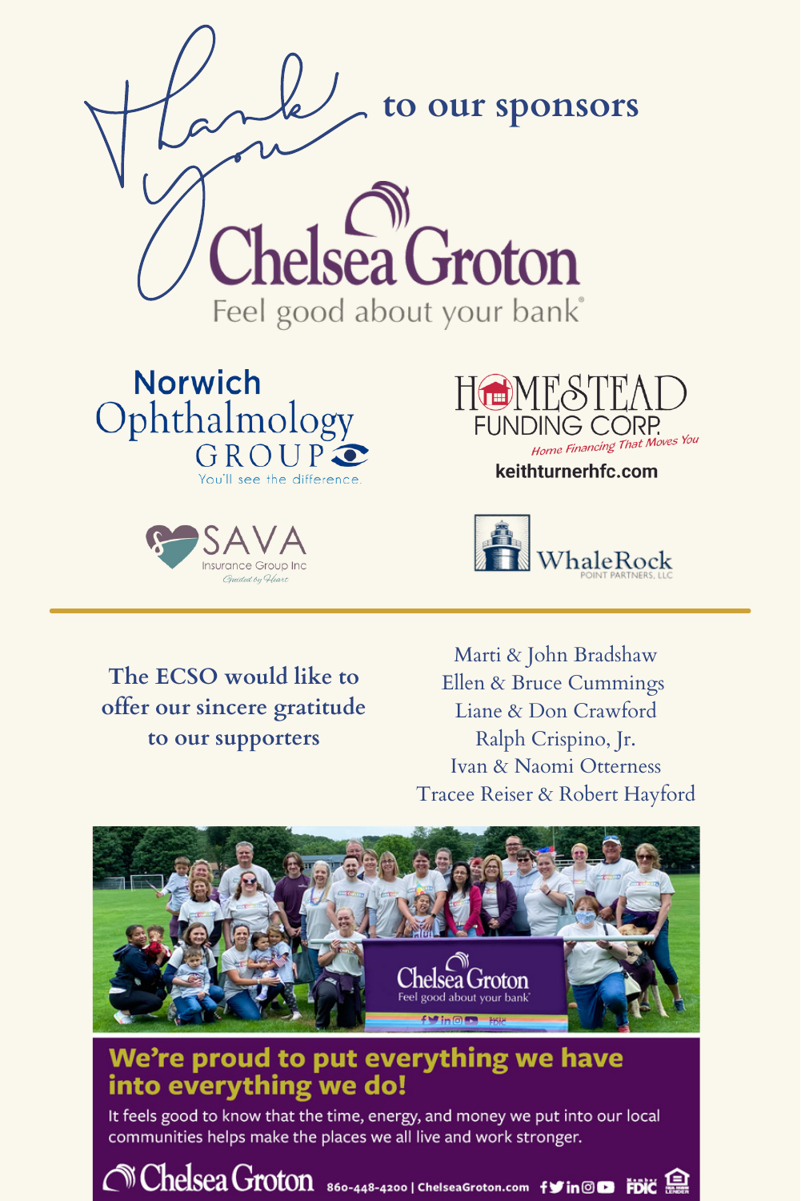# Thank you to our sponsors

Chelsea Groton

Feel good about your bank®

Norwich Ophthalmology GROUP

You'll see the difference.

HOMESTEAD FUNDING CORP.

Home Financing That Moves You

keithturnerhfc.com

SAVA Insurance Group Inc

Guided by Heart

WhaleRock POINT PARTNERS, LLC

---

The ECSO would like to offer our sincere gratitude to our supporters

Marti & John Bradshaw
Ellen & Bruce Cummings
Liane & Don Crawford
Ralph Crispino, Jr.
Ivan & Naomi Otterness
Tracee Reiser & Robert Hayford

Chelsea Groton

Feel good about your bank®

**We're proud to put everything we have into everything we do!**

It feels good to know that the time, energy, and money we put into our local communities helps make the places we all live and work stronger.

Chelsea Groton 860-448-4200 | ChelseaGroton.com

Member FDIC